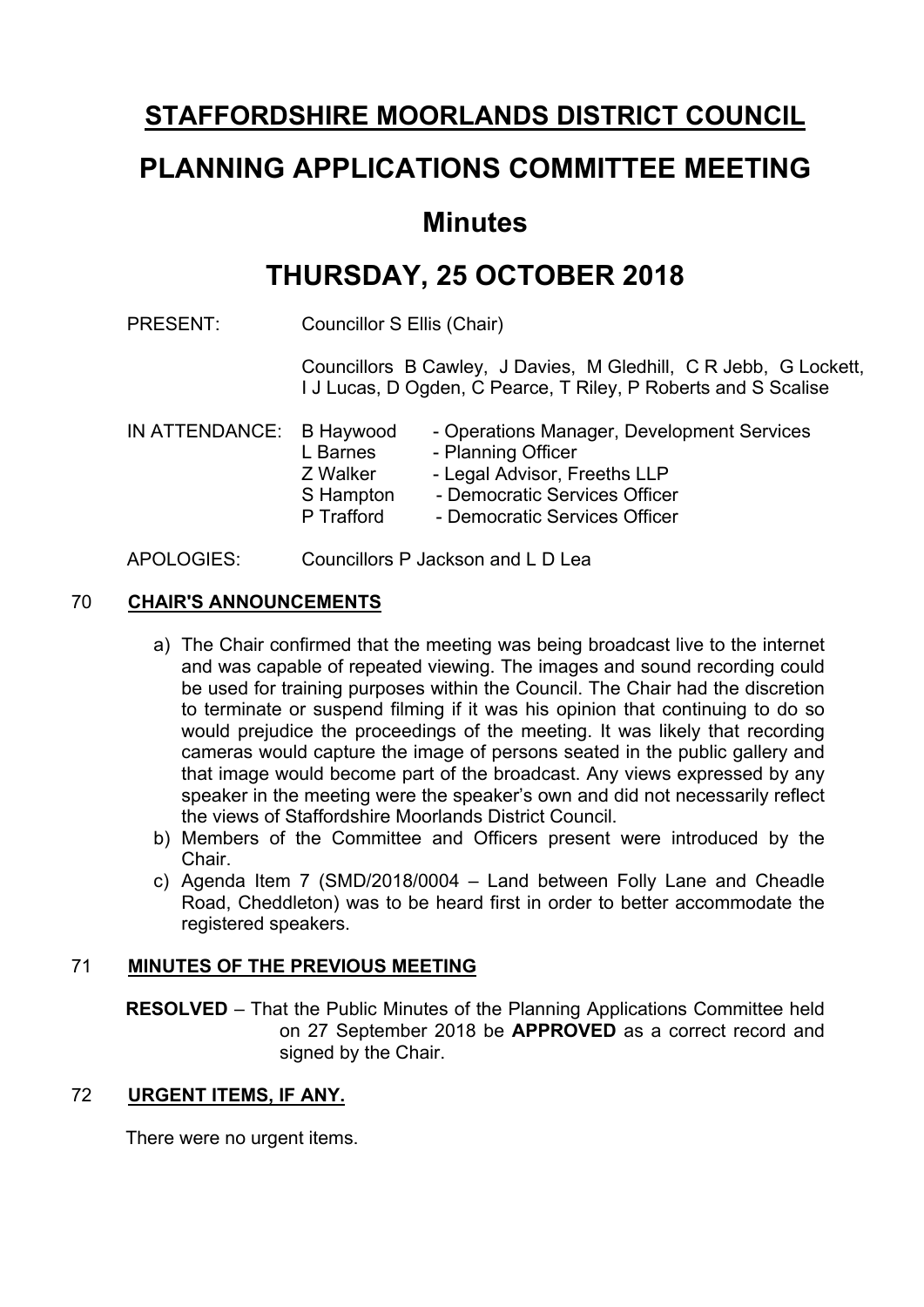# STAFFORDSHIRE MOORLANDS DISTRICT COUNCIL

# PLANNING APPLICATIONS COMMITTEE MEETING

## Minutes

# THURSDAY, 25 OCTOBER 2018

PRESENT: Councillor S Ellis (Chair)

Councillors B Cawley, J Davies, M Gledhill, C R Jebb, G Lockett, I J Lucas, D Ogden, C Pearce, T Riley, P Roberts and S Scalise

IN ATTENDANCE:

| | |
|---|---|
| B Haywood | - Operations Manager, Development Services |
| L Barnes | - Planning Officer |
| Z Walker | - Legal Advisor, Freeths LLP |
| S Hampton | - Democratic Services Officer |
| P Trafford | - Democratic Services Officer |

APOLOGIES: Councillors P Jackson and L D Lea

### 70 CHAIR'S ANNOUNCEMENTS

a) The Chair confirmed that the meeting was being broadcast live to the internet and was capable of repeated viewing. The images and sound recording could be used for training purposes within the Council. The Chair had the discretion to terminate or suspend filming if it was his opinion that continuing to do so would prejudice the proceedings of the meeting. It was likely that recording cameras would capture the image of persons seated in the public gallery and that image would become part of the broadcast. Any views expressed by any speaker in the meeting were the speaker's own and did not necessarily reflect the views of Staffordshire Moorlands District Council.

b) Members of the Committee and Officers present were introduced by the Chair.

c) Agenda Item 7 (SMD/2018/0004 – Land between Folly Lane and Cheadle Road, Cheddleton) was to be heard first in order to better accommodate the registered speakers.

### 71 MINUTES OF THE PREVIOUS MEETING

**RESOLVED** – That the Public Minutes of the Planning Applications Committee held on 27 September 2018 be **APPROVED** as a correct record and signed by the Chair.

### 72 URGENT ITEMS, IF ANY.

There were no urgent items.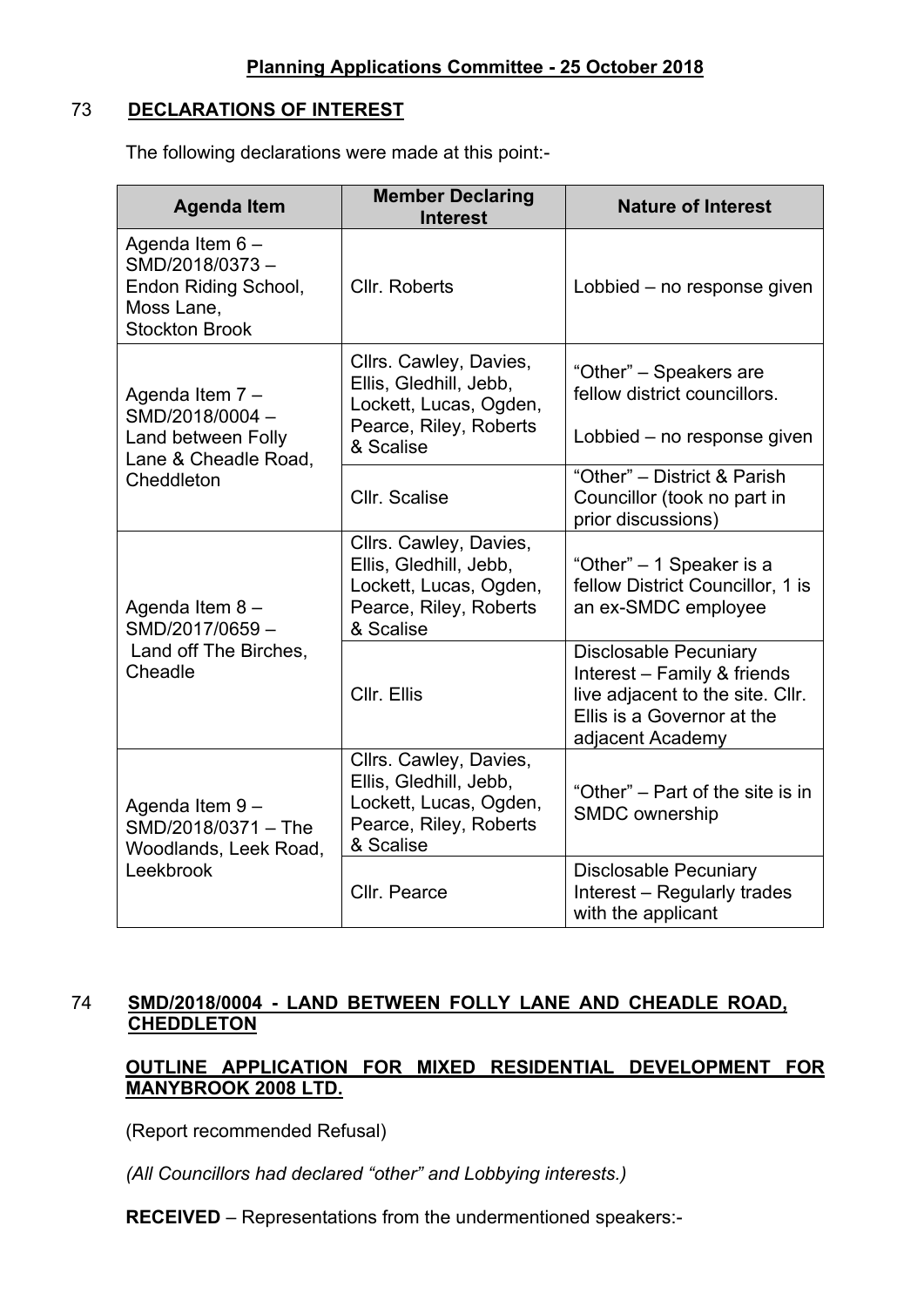**Planning Applications Committee - 25 October 2018**

## 73 DECLARATIONS OF INTEREST

The following declarations were made at this point:-

| Agenda Item | Member Declaring Interest | Nature of Interest |
|---|---|---|
| Agenda Item 6 – SMD/2018/0373 – Endon Riding School, Moss Lane, Stockton Brook | Cllr. Roberts | Lobbied – no response given |
| Agenda Item 7 – SMD/2018/0004 – Land between Folly Lane & Cheadle Road, Cheddleton | Cllrs. Cawley, Davies, Ellis, Gledhill, Jebb, Lockett, Lucas, Ogden, Pearce, Riley, Roberts & Scalise | "Other" – Speakers are fellow district councillors. Lobbied – no response given |
| | Cllr. Scalise | "Other" – District & Parish Councillor (took no part in prior discussions) |
| Agenda Item 8 – SMD/2017/0659 – Land off The Birches, Cheadle | Cllrs. Cawley, Davies, Ellis, Gledhill, Jebb, Lockett, Lucas, Ogden, Pearce, Riley, Roberts & Scalise | "Other" – 1 Speaker is a fellow District Councillor, 1 is an ex-SMDC employee |
| | Cllr. Ellis | Disclosable Pecuniary Interest – Family & friends live adjacent to the site. Cllr. Ellis is a Governor at the adjacent Academy |
| Agenda Item 9 – SMD/2018/0371 – The Woodlands, Leek Road, Leekbrook | Cllrs. Cawley, Davies, Ellis, Gledhill, Jebb, Lockett, Lucas, Ogden, Pearce, Riley, Roberts & Scalise | "Other" – Part of the site is in SMDC ownership |
| | Cllr. Pearce | Disclosable Pecuniary Interest – Regularly trades with the applicant |

## 74 SMD/2018/0004 - LAND BETWEEN FOLLY LANE AND CHEADLE ROAD, CHEDDLETON

**OUTLINE APPLICATION FOR MIXED RESIDENTIAL DEVELOPMENT FOR MANYBROOK 2008 LTD.**

(Report recommended Refusal)

*(All Councillors had declared "other" and Lobbying interests.)*

**RECEIVED** – Representations from the undermentioned speakers:-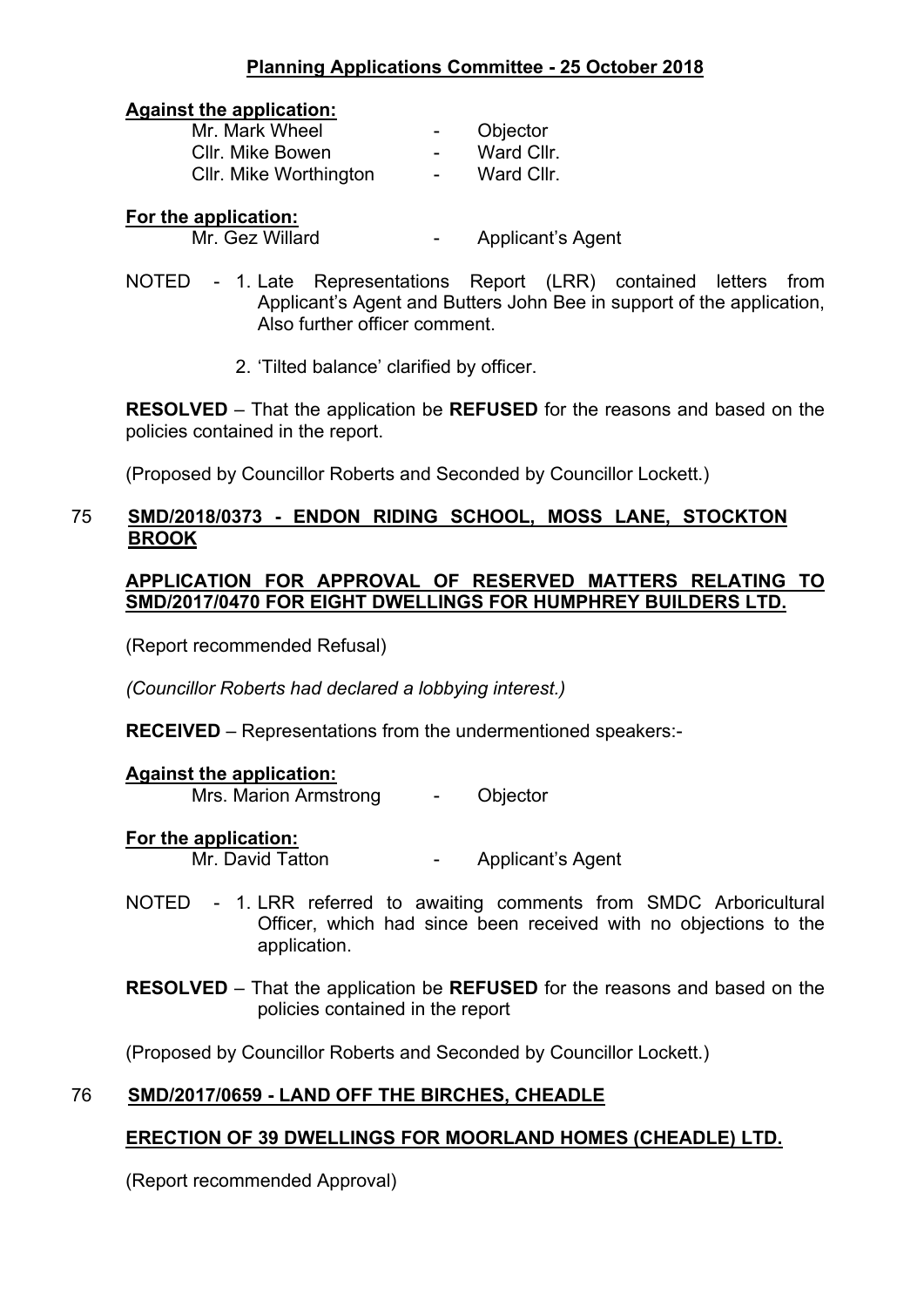**Against the application:**

| | | |
|---|---|---|
| Mr. Mark Wheel | - | Objector |
| Cllr. Mike Bowen | - | Ward Cllr. |
| Cllr. Mike Worthington | - | Ward Cllr. |

**For the application:**

| | | |
|---|---|---|
| Mr. Gez Willard | - | Applicant's Agent |

NOTED - 1. Late Representations Report (LRR) contained letters from Applicant's Agent and Butters John Bee in support of the application, Also further officer comment.

2. 'Tilted balance' clarified by officer.

**RESOLVED** – That the application be **REFUSED** for the reasons and based on the policies contained in the report.

(Proposed by Councillor Roberts and Seconded by Councillor Lockett.)

## 75 SMD/2018/0373 - ENDON RIDING SCHOOL, MOSS LANE, STOCKTON BROOK

**APPLICATION FOR APPROVAL OF RESERVED MATTERS RELATING TO SMD/2017/0470 FOR EIGHT DWELLINGS FOR HUMPHREY BUILDERS LTD.**

(Report recommended Refusal)

*(Councillor Roberts had declared a lobbying interest.)*

**RECEIVED** – Representations from the undermentioned speakers:-

**Against the application:**

| | | |
|---|---|---|
| Mrs. Marion Armstrong | - | Objector |

**For the application:**

| | | |
|---|---|---|
| Mr. David Tatton | - | Applicant's Agent |

NOTED - 1. LRR referred to awaiting comments from SMDC Arboricultural Officer, which had since been received with no objections to the application.

**RESOLVED** – That the application be **REFUSED** for the reasons and based on the policies contained in the report

(Proposed by Councillor Roberts and Seconded by Councillor Lockett.)

## 76 SMD/2017/0659 - LAND OFF THE BIRCHES, CHEADLE

**ERECTION OF 39 DWELLINGS FOR MOORLAND HOMES (CHEADLE) LTD.**

(Report recommended Approval)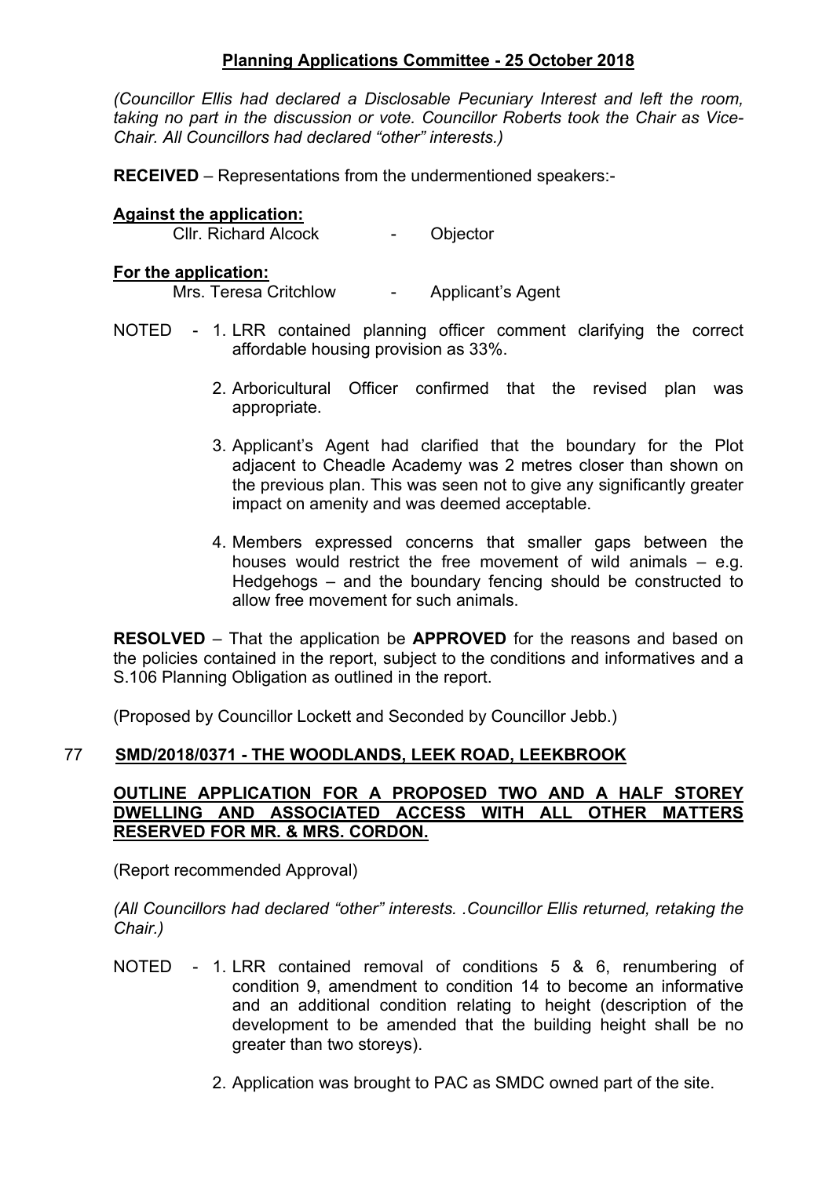## Planning Applications Committee - 25 October 2018

*(Councillor Ellis had declared a Disclosable Pecuniary Interest and left the room, taking no part in the discussion or vote. Councillor Roberts took the Chair as Vice-Chair. All Councillors had declared "other" interests.)*

**RECEIVED** – Representations from the undermentioned speakers:-

**Against the application:**

Cllr. Richard Alcock - Objector

**For the application:**

Mrs. Teresa Critchlow - Applicant's Agent

NOTED -

1. LRR contained planning officer comment clarifying the correct affordable housing provision as 33%.
2. Arboricultural Officer confirmed that the revised plan was appropriate.
3. Applicant's Agent had clarified that the boundary for the Plot adjacent to Cheadle Academy was 2 metres closer than shown on the previous plan. This was seen not to give any significantly greater impact on amenity and was deemed acceptable.
4. Members expressed concerns that smaller gaps between the houses would restrict the free movement of wild animals – e.g. Hedgehogs – and the boundary fencing should be constructed to allow free movement for such animals.

**RESOLVED** – That the application be **APPROVED** for the reasons and based on the policies contained in the report, subject to the conditions and informatives and a S.106 Planning Obligation as outlined in the report.

(Proposed by Councillor Lockett and Seconded by Councillor Jebb.)

## 77 SMD/2018/0371 - THE WOODLANDS, LEEK ROAD, LEEKBROOK

**OUTLINE APPLICATION FOR A PROPOSED TWO AND A HALF STOREY DWELLING AND ASSOCIATED ACCESS WITH ALL OTHER MATTERS RESERVED FOR MR. & MRS. CORDON.**

(Report recommended Approval)

*(All Councillors had declared "other" interests. .Councillor Ellis returned, retaking the Chair.)*

NOTED -

1. LRR contained removal of conditions 5 & 6, renumbering of condition 9, amendment to condition 14 to become an informative and an additional condition relating to height (description of the development to be amended that the building height shall be no greater than two storeys).
2. Application was brought to PAC as SMDC owned part of the site.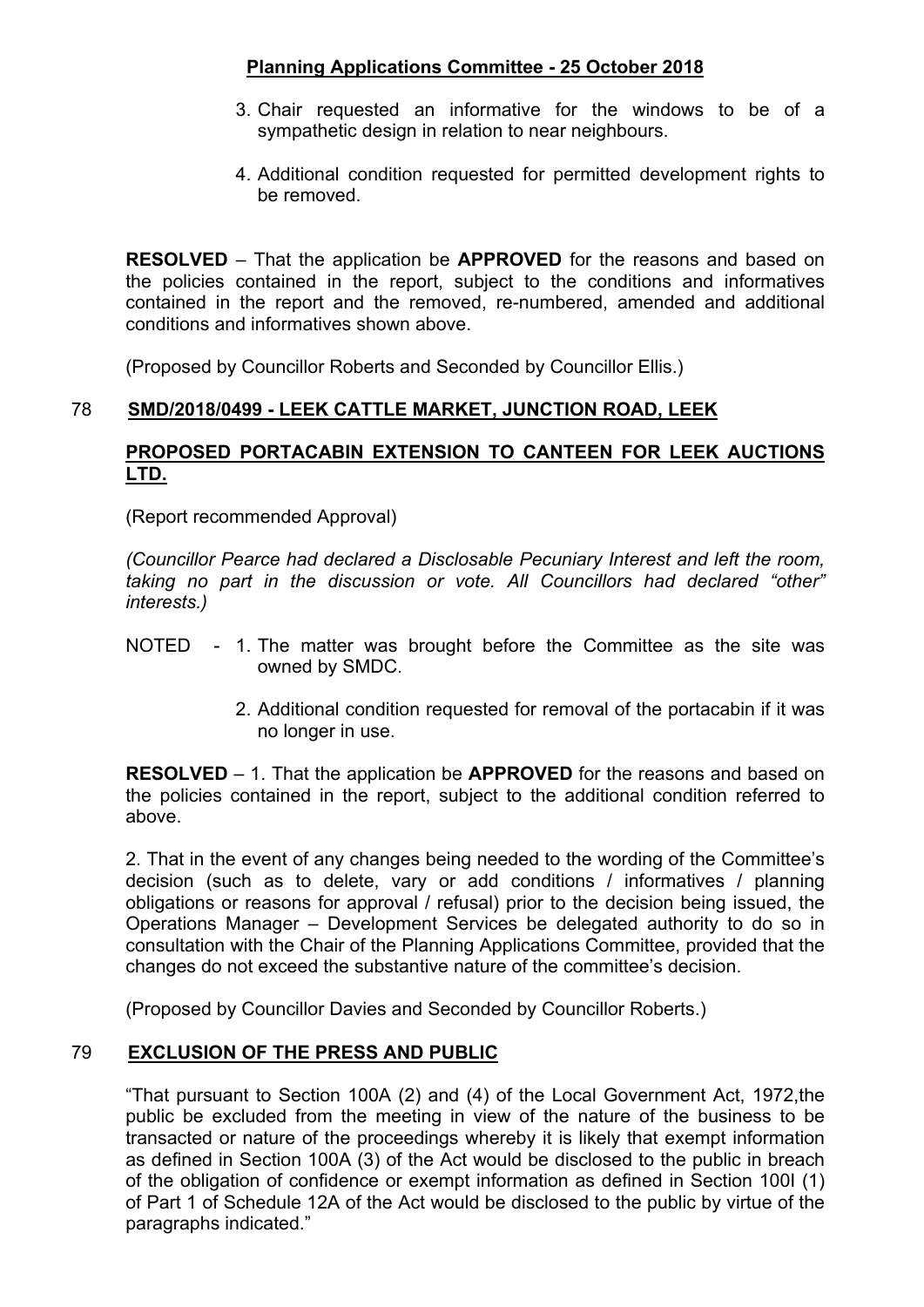3. Chair requested an informative for the windows to be of a sympathetic design in relation to near neighbours.

4. Additional condition requested for permitted development rights to be removed.

**RESOLVED** – That the application be **APPROVED** for the reasons and based on the policies contained in the report, subject to the conditions and informatives contained in the report and the removed, re-numbered, amended and additional conditions and informatives shown above.

(Proposed by Councillor Roberts and Seconded by Councillor Ellis.)

## 78 SMD/2018/0499 - LEEK CATTLE MARKET, JUNCTION ROAD, LEEK

### PROPOSED PORTACABIN EXTENSION TO CANTEEN FOR LEEK AUCTIONS LTD.

(Report recommended Approval)

*(Councillor Pearce had declared a Disclosable Pecuniary Interest and left the room, taking no part in the discussion or vote. All Councillors had declared "other" interests.)*

NOTED -
1. The matter was brought before the Committee as the site was owned by SMDC.
2. Additional condition requested for removal of the portacabin if it was no longer in use.

**RESOLVED** – 1. That the application be **APPROVED** for the reasons and based on the policies contained in the report, subject to the additional condition referred to above.

2. That in the event of any changes being needed to the wording of the Committee's decision (such as to delete, vary or add conditions / informatives / planning obligations or reasons for approval / refusal) prior to the decision being issued, the Operations Manager – Development Services be delegated authority to do so in consultation with the Chair of the Planning Applications Committee, provided that the changes do not exceed the substantive nature of the committee's decision.

(Proposed by Councillor Davies and Seconded by Councillor Roberts.)

## 79 EXCLUSION OF THE PRESS AND PUBLIC

"That pursuant to Section 100A (2) and (4) of the Local Government Act, 1972,the public be excluded from the meeting in view of the nature of the business to be transacted or nature of the proceedings whereby it is likely that exempt information as defined in Section 100A (3) of the Act would be disclosed to the public in breach of the obligation of confidence or exempt information as defined in Section 100I (1) of Part 1 of Schedule 12A of the Act would be disclosed to the public by virtue of the paragraphs indicated."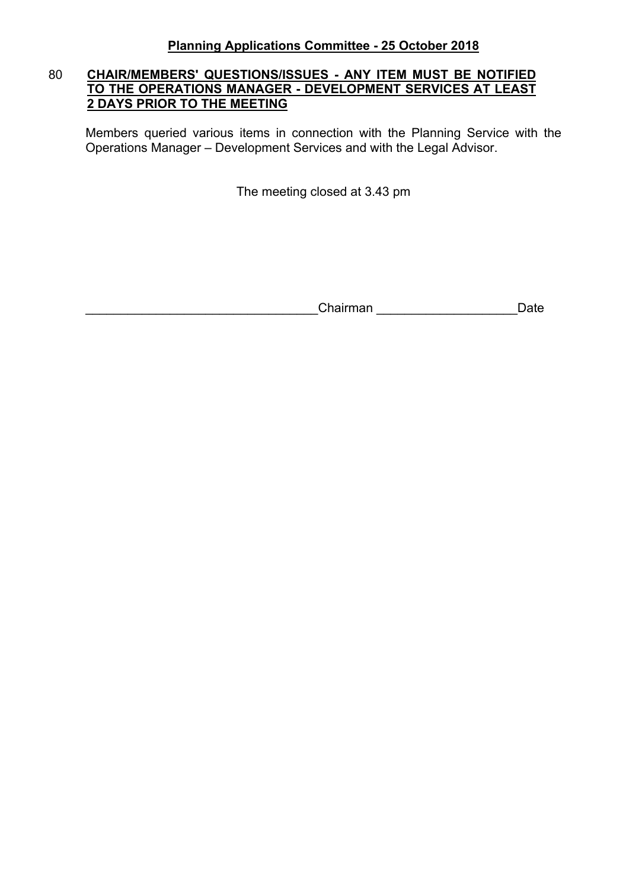## 80 CHAIR/MEMBERS' QUESTIONS/ISSUES - ANY ITEM MUST BE NOTIFIED TO THE OPERATIONS MANAGER - DEVELOPMENT SERVICES AT LEAST 2 DAYS PRIOR TO THE MEETING

Members queried various items in connection with the Planning Service with the Operations Manager – Development Services and with the Legal Advisor.

The meeting closed at 3.43 pm

\_\_\_\_\_\_\_\_\_\_\_\_\_\_\_\_\_\_\_\_\_\_\_\_\_\_\_\_\_\_\_\_\_Chairman \_\_\_\_\_\_\_\_\_\_\_\_\_\_\_\_\_\_\_\_Date